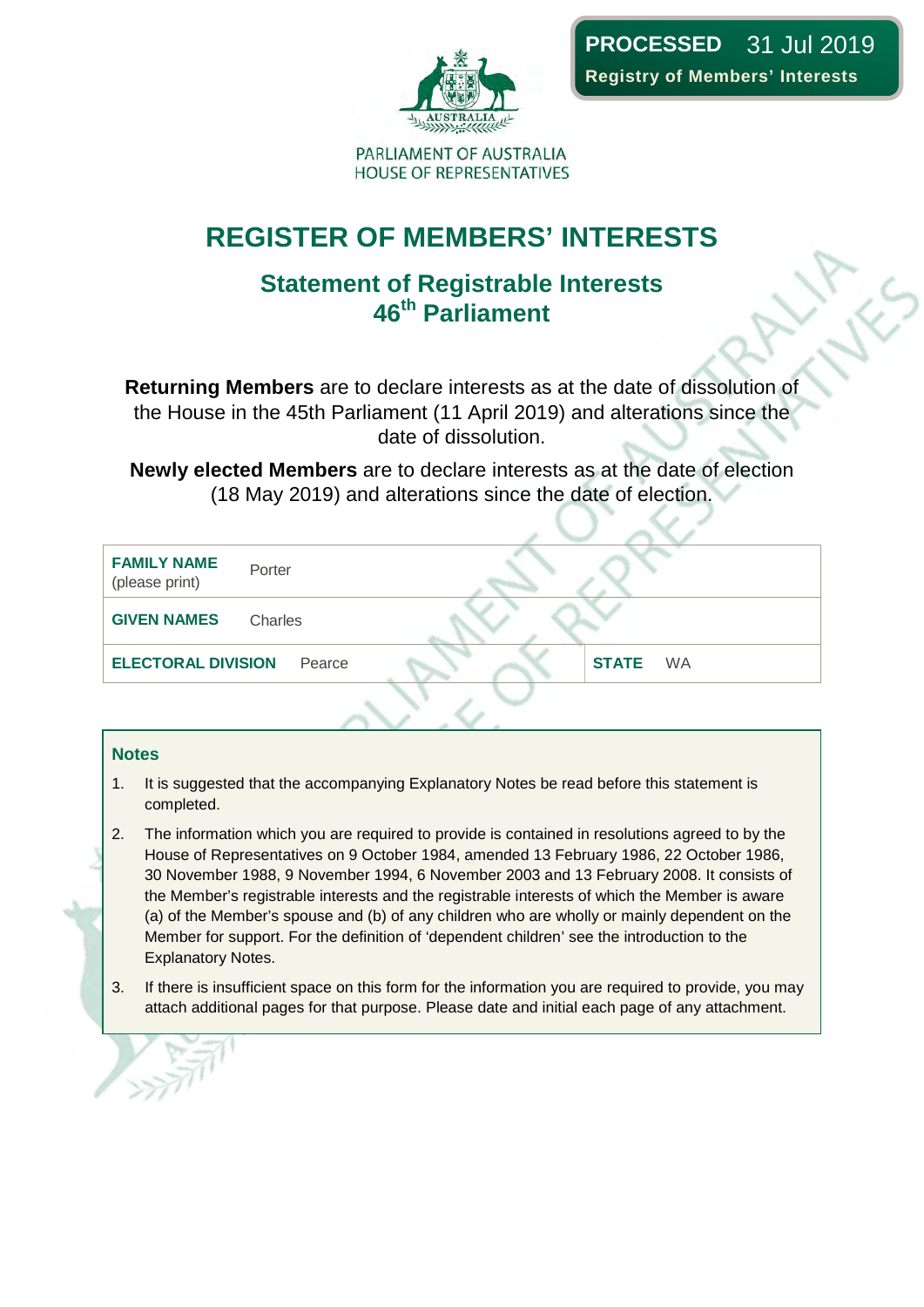**PROCESSED** 31 Jul 2019
**Registry of Members' Interests**

PARLIAMENT OF AUSTRALIA
HOUSE OF REPRESENTATIVES

# REGISTER OF MEMBERS' INTERESTS

## Statement of Registrable Interests
## 46th Parliament

**Returning Members** are to declare interests as at the date of dissolution of the House in the 45th Parliament (11 April 2019) and alterations since the date of dissolution.

**Newly elected Members** are to declare interests as at the date of election (18 May 2019) and alterations since the date of election.

| | | | |
|---|---|---|---|
| **FAMILY NAME** (please print) | Porter | | |
| **GIVEN NAMES** | Charles | | |
| **ELECTORAL DIVISION** | Pearce | **STATE** | WA |

### Notes

1. It is suggested that the accompanying Explanatory Notes be read before this statement is completed.
2. The information which you are required to provide is contained in resolutions agreed to by the House of Representatives on 9 October 1984, amended 13 February 1986, 22 October 1986, 30 November 1988, 9 November 1994, 6 November 2003 and 13 February 2008. It consists of the Member's registrable interests and the registrable interests of which the Member is aware (a) of the Member's spouse and (b) of any children who are wholly or mainly dependent on the Member for support. For the definition of 'dependent children' see the introduction to the Explanatory Notes.
3. If there is insufficient space on this form for the information you are required to provide, you may attach additional pages for that purpose. Please date and initial each page of any attachment.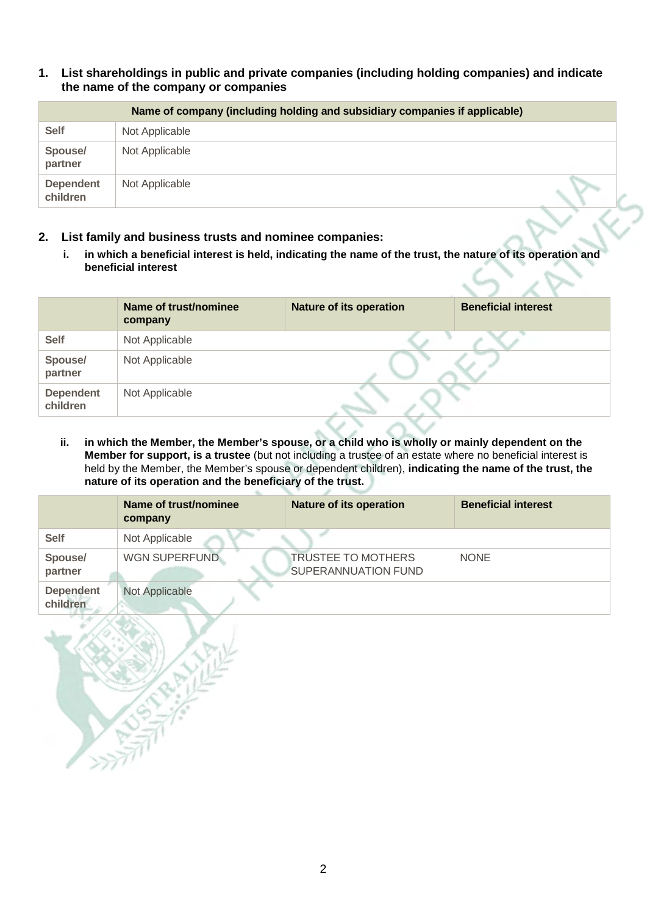## 1. List shareholdings in public and private companies (including holding companies) and indicate the name of the company or companies

| | Name of company (including holding and subsidiary companies if applicable) |
|---|---|
| **Self** | Not Applicable |
| **Spouse/ partner** | Not Applicable |
| **Dependent children** | Not Applicable |

## 2. List family and business trusts and nominee companies:

**i. in which a beneficial interest is held, indicating the name of the trust, the nature of its operation and beneficial interest**

| | Name of trust/nominee company | Nature of its operation | Beneficial interest |
|---|---|---|---|
| **Self** | Not Applicable | | |
| **Spouse/ partner** | Not Applicable | | |
| **Dependent children** | Not Applicable | | |

**ii. in which the Member, the Member's spouse, or a child who is wholly or mainly dependent on the Member for support, is a trustee** (but not including a trustee of an estate where no beneficial interest is held by the Member, the Member's spouse or dependent children), **indicating the name of the trust, the nature of its operation and the beneficiary of the trust.**

| | Name of trust/nominee company | Nature of its operation | Beneficial interest |
|---|---|---|---|
| **Self** | Not Applicable | | |
| **Spouse/ partner** | WGN SUPERFUND | TRUSTEE TO MOTHERS SUPERANNUATION FUND | NONE |
| **Dependent children** | Not Applicable | | |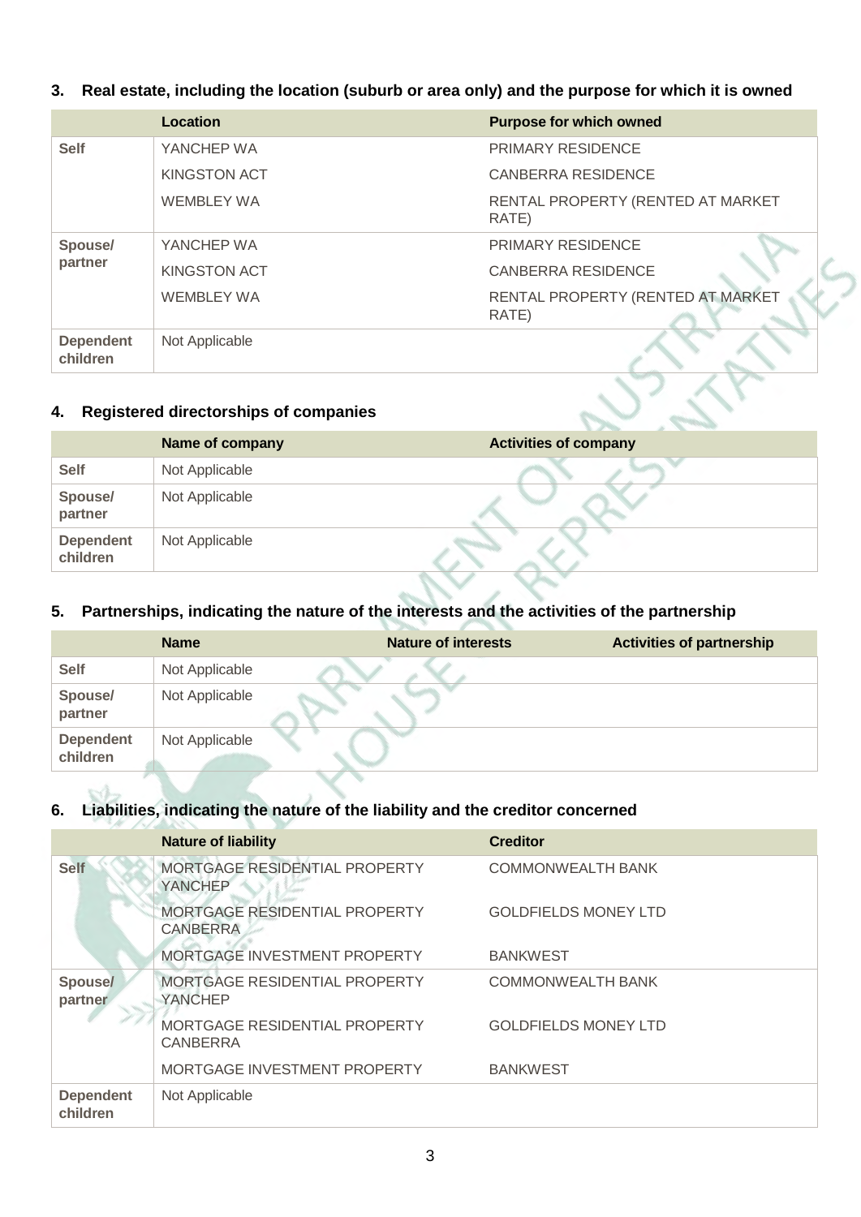### 3. Real estate, including the location (suburb or area only) and the purpose for which it is owned

| | Location | Purpose for which owned |
|---|---|---|
| **Self** | YANCHEP WA | PRIMARY RESIDENCE |
| | KINGSTON ACT | CANBERRA RESIDENCE |
| | WEMBLEY WA | RENTAL PROPERTY (RENTED AT MARKET RATE) |
| **Spouse/ partner** | YANCHEP WA | PRIMARY RESIDENCE |
| | KINGSTON ACT | CANBERRA RESIDENCE |
| | WEMBLEY WA | RENTAL PROPERTY (RENTED AT MARKET RATE) |
| **Dependent children** | Not Applicable | |

### 4. Registered directorships of companies

| | Name of company | Activities of company |
|---|---|---|
| **Self** | Not Applicable | |
| **Spouse/ partner** | Not Applicable | |
| **Dependent children** | Not Applicable | |

### 5. Partnerships, indicating the nature of the interests and the activities of the partnership

| | Name | Nature of interests | Activities of partnership |
|---|---|---|---|
| **Self** | Not Applicable | | |
| **Spouse/ partner** | Not Applicable | | |
| **Dependent children** | Not Applicable | | |

### 6. Liabilities, indicating the nature of the liability and the creditor concerned

| | Nature of liability | Creditor |
|---|---|---|
| **Self** | MORTGAGE RESIDENTIAL PROPERTY YANCHEP | COMMONWEALTH BANK |
| | MORTGAGE RESIDENTIAL PROPERTY CANBERRA | GOLDFIELDS MONEY LTD |
| | MORTGAGE INVESTMENT PROPERTY | BANKWEST |
| **Spouse/ partner** | MORTGAGE RESIDENTIAL PROPERTY YANCHEP | COMMONWEALTH BANK |
| | MORTGAGE RESIDENTIAL PROPERTY CANBERRA | GOLDFIELDS MONEY LTD |
| | MORTGAGE INVESTMENT PROPERTY | BANKWEST |
| **Dependent children** | Not Applicable | |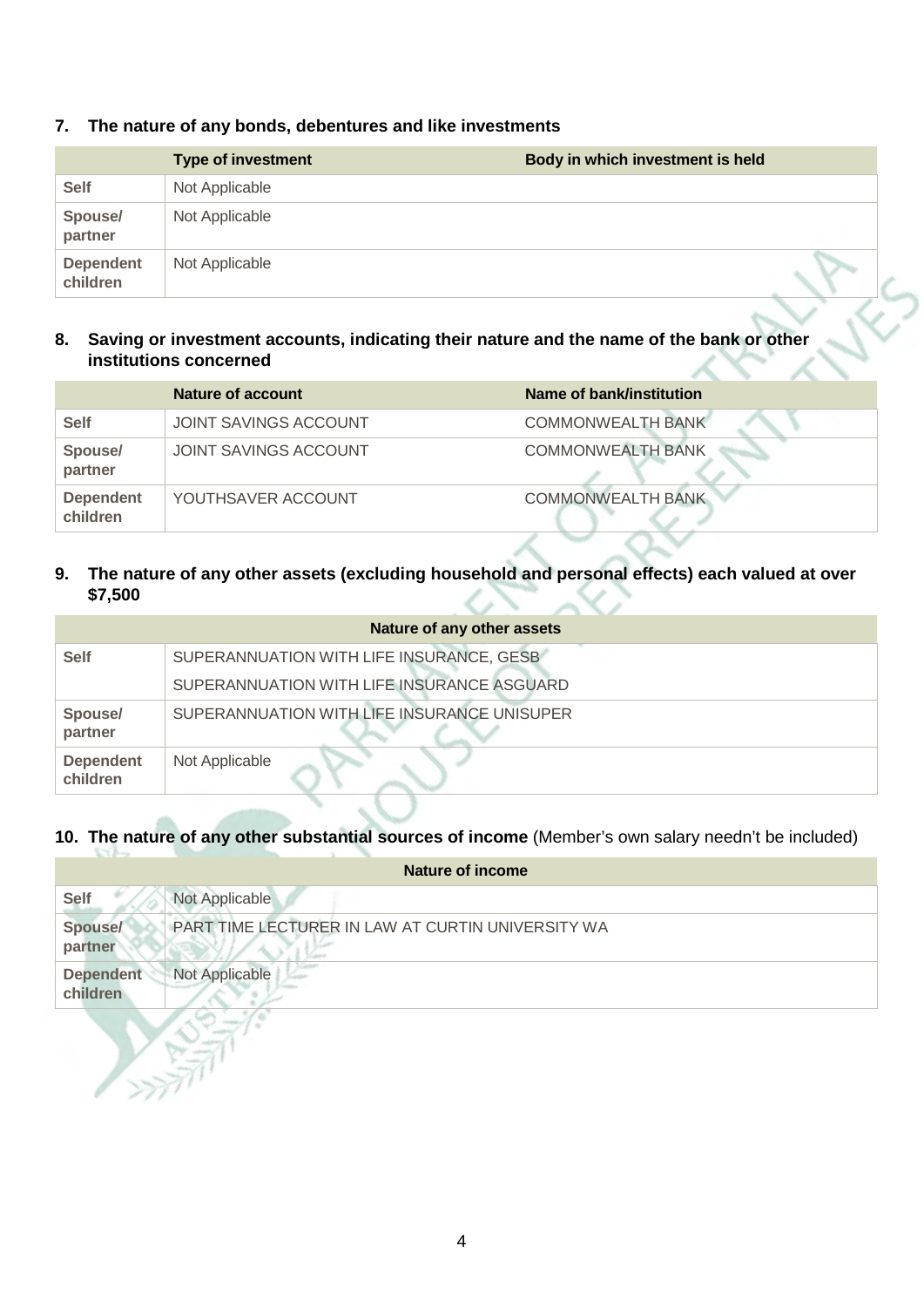## 7. The nature of any bonds, debentures and like investments

| | Type of investment | Body in which investment is held |
|---|---|---|
| **Self** | Not Applicable | |
| **Spouse/ partner** | Not Applicable | |
| **Dependent children** | Not Applicable | |

## 8. Saving or investment accounts, indicating their nature and the name of the bank or other institutions concerned

| | Nature of account | Name of bank/institution |
|---|---|---|
| **Self** | JOINT SAVINGS ACCOUNT | COMMONWEALTH BANK |
| **Spouse/ partner** | JOINT SAVINGS ACCOUNT | COMMONWEALTH BANK |
| **Dependent children** | YOUTHSAVER ACCOUNT | COMMONWEALTH BANK |

## 9. The nature of any other assets (excluding household and personal effects) each valued at over $7,500

| | Nature of any other assets |
|---|---|
| **Self** | SUPERANNUATION WITH LIFE INSURANCE, GESB<br>SUPERANNUATION WITH LIFE INSURANCE ASGUARD |
| **Spouse/ partner** | SUPERANNUATION WITH LIFE INSURANCE UNISUPER |
| **Dependent children** | Not Applicable |

## 10. The nature of any other substantial sources of income (Member's own salary needn't be included)

| | Nature of income |
|---|---|
| **Self** | Not Applicable |
| **Spouse/ partner** | PART TIME LECTURER IN LAW AT CURTIN UNIVERSITY WA |
| **Dependent children** | Not Applicable |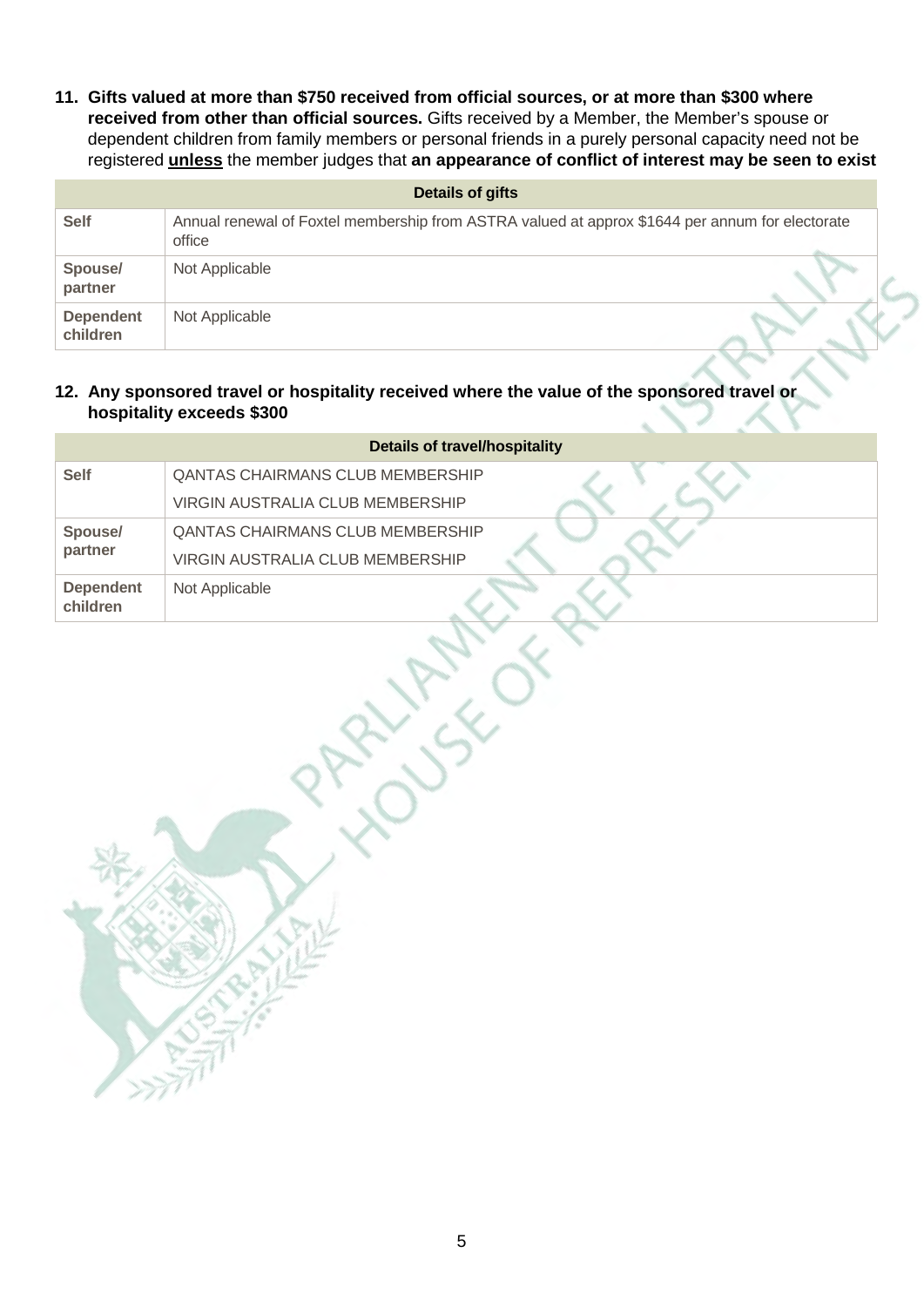**11. Gifts valued at more than $750 received from official sources, or at more than $300 where received from other than official sources.** Gifts received by a Member, the Member's spouse or dependent children from family members or personal friends in a purely personal capacity need not be registered **unless** the member judges that **an appearance of conflict of interest may be seen to exist**

| | Details of gifts |
|---|---|
| **Self** | Annual renewal of Foxtel membership from ASTRA valued at approx $1644 per annum for electorate office |
| **Spouse/ partner** | Not Applicable |
| **Dependent children** | Not Applicable |

**12. Any sponsored travel or hospitality received where the value of the sponsored travel or hospitality exceeds $300**

| | Details of travel/hospitality |
|---|---|
| **Self** | QANTAS CHAIRMANS CLUB MEMBERSHIP<br>VIRGIN AUSTRALIA CLUB MEMBERSHIP |
| **Spouse/ partner** | QANTAS CHAIRMANS CLUB MEMBERSHIP<br>VIRGIN AUSTRALIA CLUB MEMBERSHIP |
| **Dependent children** | Not Applicable |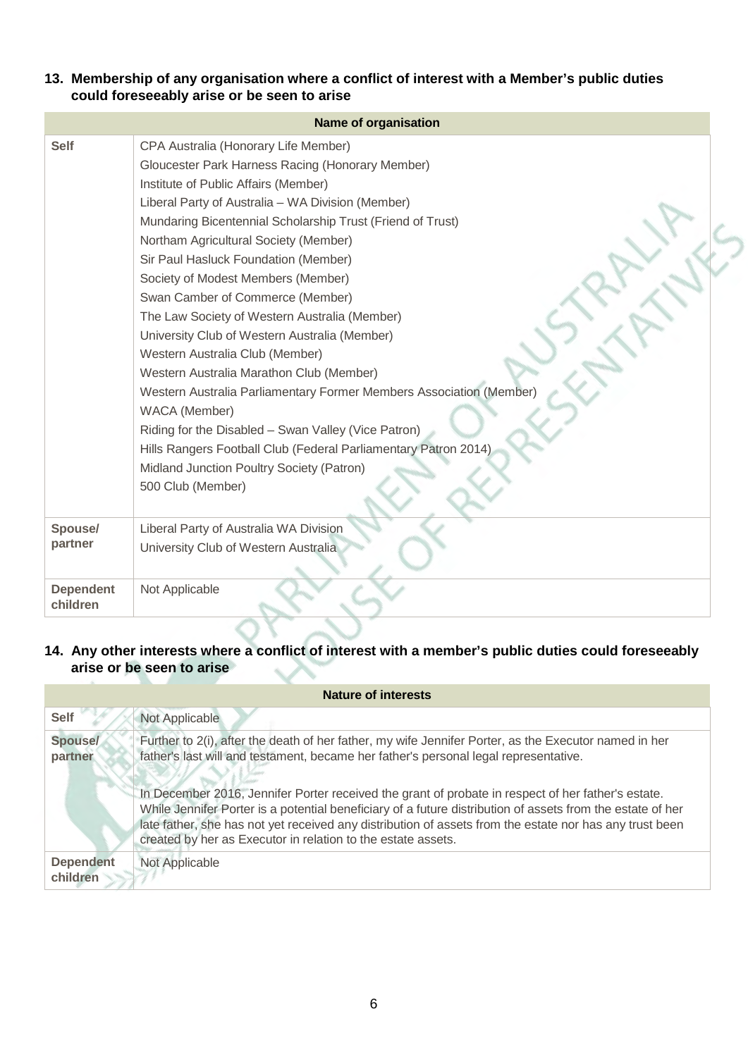## 13. Membership of any organisation where a conflict of interest with a Member's public duties could foreseeably arise or be seen to arise

| | Name of organisation |
|---|---|
| **Self** | CPA Australia (Honorary Life Member)<br>Gloucester Park Harness Racing (Honorary Member)<br>Institute of Public Affairs (Member)<br>Liberal Party of Australia – WA Division (Member)<br>Mundaring Bicentennial Scholarship Trust (Friend of Trust)<br>Northam Agricultural Society (Member)<br>Sir Paul Hasluck Foundation (Member)<br>Society of Modest Members (Member)<br>Swan Camber of Commerce (Member)<br>The Law Society of Western Australia (Member)<br>University Club of Western Australia (Member)<br>Western Australia Club (Member)<br>Western Australia Marathon Club (Member)<br>Western Australia Parliamentary Former Members Association (Member)<br>WACA (Member)<br>Riding for the Disabled – Swan Valley (Vice Patron)<br>Hills Rangers Football Club (Federal Parliamentary Patron 2014)<br>Midland Junction Poultry Society (Patron)<br>500 Club (Member) |
| **Spouse/ partner** | Liberal Party of Australia WA Division<br>University Club of Western Australia |
| **Dependent children** | Not Applicable |

## 14. Any other interests where a conflict of interest with a member's public duties could foreseeably arise or be seen to arise

| | Nature of interests |
|---|---|
| **Self** | Not Applicable |
| **Spouse/ partner** | Further to 2(i), after the death of her father, my wife Jennifer Porter, as the Executor named in her father's last will and testament, became her father's personal legal representative.<br><br>In December 2016, Jennifer Porter received the grant of probate in respect of her father's estate. While Jennifer Porter is a potential beneficiary of a future distribution of assets from the estate of her late father, she has not yet received any distribution of assets from the estate nor has any trust been created by her as Executor in relation to the estate assets. |
| **Dependent children** | Not Applicable |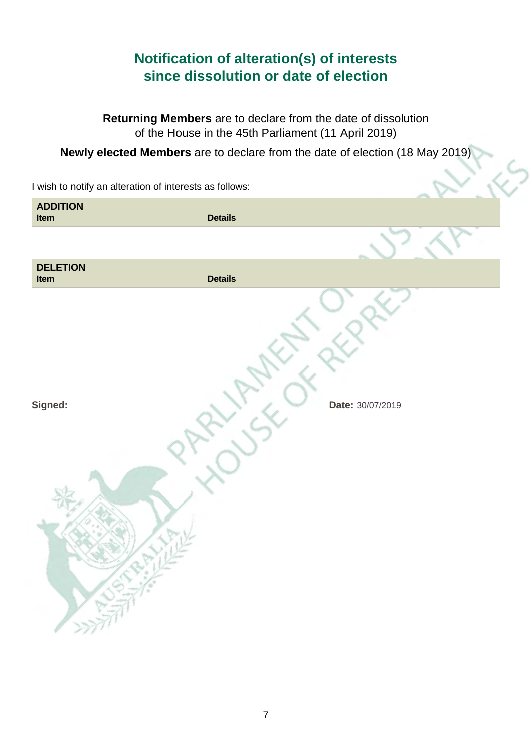# Notification of alteration(s) of interests since dissolution or date of election

**Returning Members** are to declare from the date of dissolution of the House in the 45th Parliament (11 April 2019)

**Newly elected Members** are to declare from the date of election (18 May 2019)

I wish to notify an alteration of interests as follows:

| **ADDITION** Item | Details |
| --- | --- |
| | |

| **DELETION** Item | Details |
| --- | --- |
| | |

**Signed:** ____________________

**Date:** 30/07/2019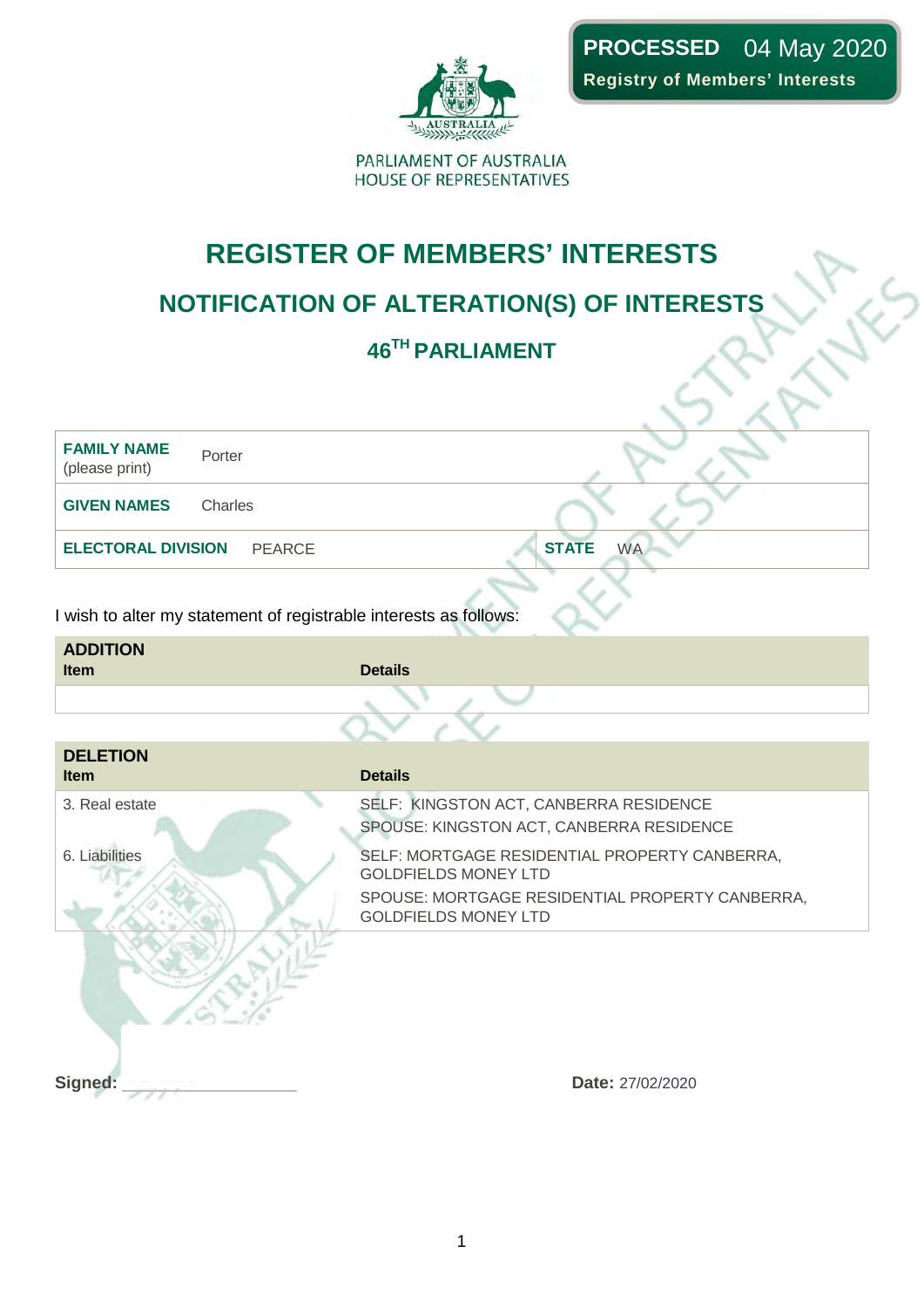PROCESSED 04 May 2020
Registry of Members' Interests

PARLIAMENT OF AUSTRALIA
HOUSE OF REPRESENTATIVES

# REGISTER OF MEMBERS' INTERESTS

## NOTIFICATION OF ALTERATION(S) OF INTERESTS

### 46TH PARLIAMENT

| | | | |
|---|---|---|---|
| **FAMILY NAME** (please print) | Porter | | |
| **GIVEN NAMES** | Charles | | |
| **ELECTORAL DIVISION** | PEARCE | **STATE** | WA |

I wish to alter my statement of registrable interests as follows:

**ADDITION**

| Item | Details |
|---|---|
| | |

**DELETION**

| Item | Details |
|---|---|
| 3. Real estate | SELF: KINGSTON ACT, CANBERRA RESIDENCE<br>SPOUSE: KINGSTON ACT, CANBERRA RESIDENCE |
| 6. Liabilities | SELF: MORTGAGE RESIDENTIAL PROPERTY CANBERRA, GOLDFIELDS MONEY LTD<br>SPOUSE: MORTGAGE RESIDENTIAL PROPERTY CANBERRA, GOLDFIELDS MONEY LTD |

**Signed:** ____________________ **Date:** 27/02/2020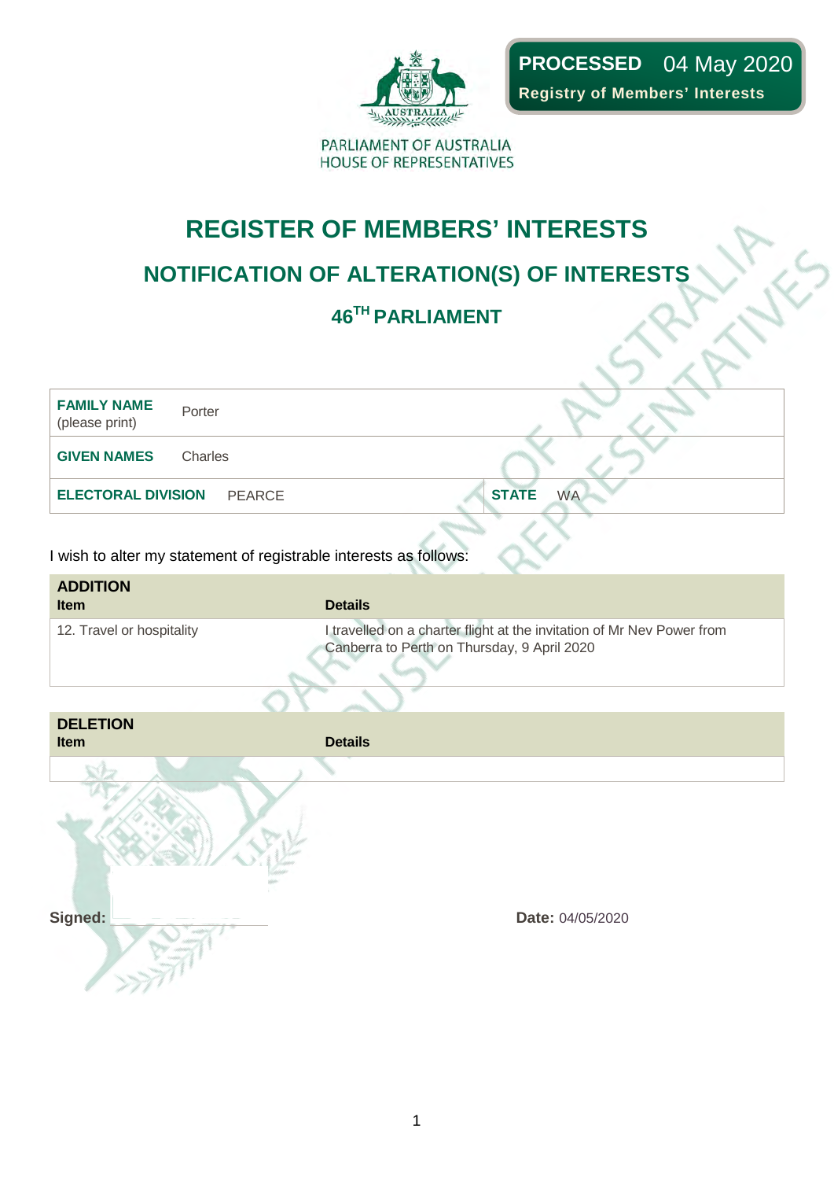**PROCESSED** 04 May 2020
**Registry of Members' Interests**

PARLIAMENT OF AUSTRALIA
HOUSE OF REPRESENTATIVES

# REGISTER OF MEMBERS' INTERESTS

## NOTIFICATION OF ALTERATION(S) OF INTERESTS

### 46TH PARLIAMENT

| | | | |
|---|---|---|---|
| **FAMILY NAME** (please print) | Porter | | |
| **GIVEN NAMES** | Charles | | |
| **ELECTORAL DIVISION** | PEARCE | **STATE** | WA |

I wish to alter my statement of registrable interests as follows:

**ADDITION**

| Item | Details |
|---|---|
| 12. Travel or hospitality | I travelled on a charter flight at the invitation of Mr Nev Power from Canberra to Perth on Thursday, 9 April 2020 |

**DELETION**

| Item | Details |
|---|---|
| | |

**Signed:**

**Date:** 04/05/2020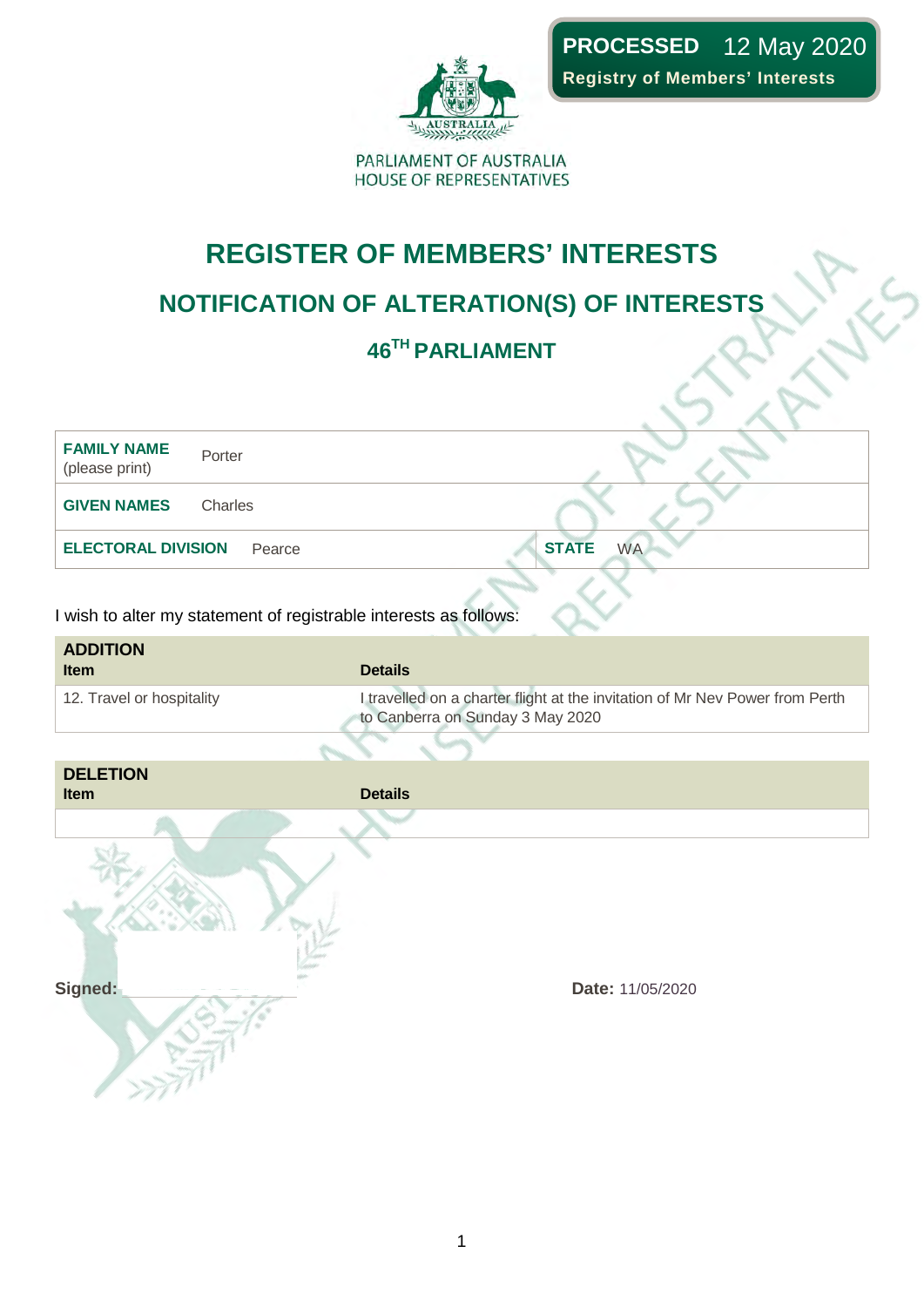**PROCESSED** 12 May 2020
**Registry of Members' Interests**

PARLIAMENT OF AUSTRALIA
HOUSE OF REPRESENTATIVES

# REGISTER OF MEMBERS' INTERESTS

## NOTIFICATION OF ALTERATION(S) OF INTERESTS

### 46[TH] PARLIAMENT

| | | | |
|---|---|---|---|
| **FAMILY NAME** (please print) | Porter | | |
| **GIVEN NAMES** | Charles | | |
| **ELECTORAL DIVISION** | Pearce | **STATE** | WA |

I wish to alter my statement of registrable interests as follows:

**ADDITION**

| Item | Details |
|---|---|
| 12. Travel or hospitality | I travelled on a charter flight at the invitation of Mr Nev Power from Perth to Canberra on Sunday 3 May 2020 |

**DELETION**

| Item | Details |
|---|---|
| | |

**Signed:**

**Date:** 11/05/2020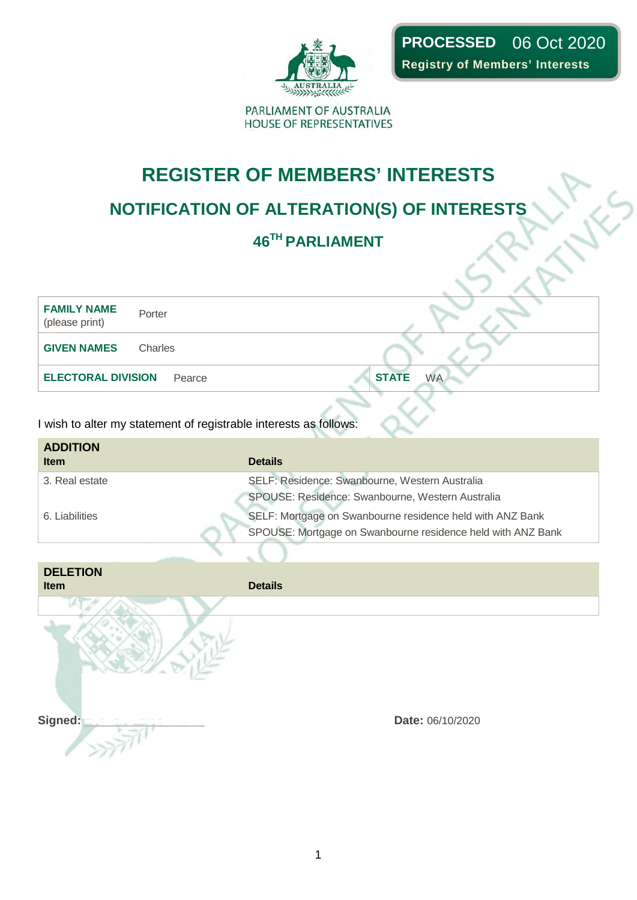**PROCESSED** 06 Oct 2020
**Registry of Members' Interests**

PARLIAMENT OF AUSTRALIA
HOUSE OF REPRESENTATIVES

# REGISTER OF MEMBERS' INTERESTS

## NOTIFICATION OF ALTERATION(S) OF INTERESTS

### 46TH PARLIAMENT

| | | | |
|---|---|---|---|
| **FAMILY NAME** (please print) | Porter | | |
| **GIVEN NAMES** | Charles | | |
| **ELECTORAL DIVISION** | Pearce | **STATE** | WA |

I wish to alter my statement of registrable interests as follows:

**ADDITION**

| Item | Details |
|---|---|
| 3. Real estate | SELF: Residence: Swanbourne, Western Australia<br>SPOUSE: Residence: Swanbourne, Western Australia |
| 6. Liabilities | SELF: Mortgage on Swanbourne residence held with ANZ Bank<br>SPOUSE: Mortgage on Swanbourne residence held with ANZ Bank |

**DELETION**

| Item | Details |
|---|---|
| | |

**Signed:** ____________________

**Date:** 06/10/2020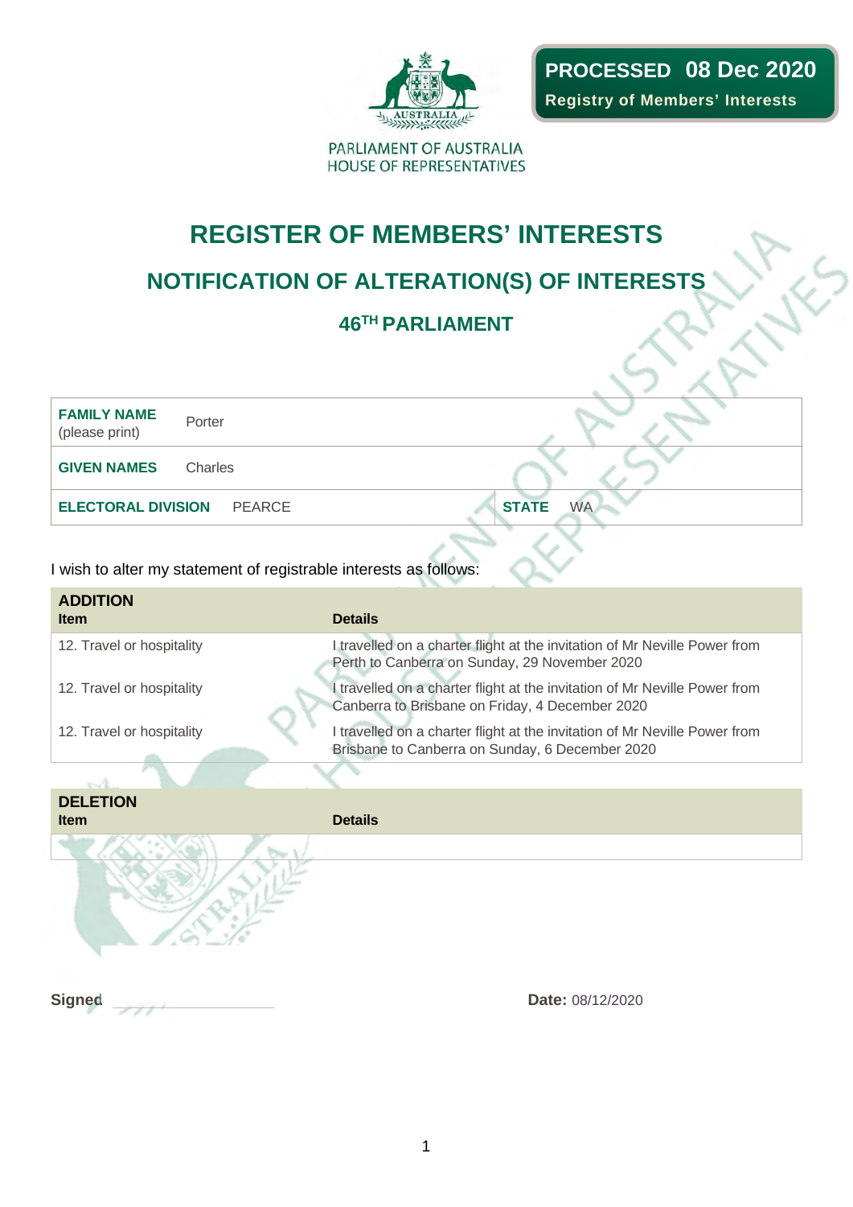**PROCESSED 08 Dec 2020**
**Registry of Members' Interests**

PARLIAMENT OF AUSTRALIA
HOUSE OF REPRESENTATIVES

# REGISTER OF MEMBERS' INTERESTS

## NOTIFICATION OF ALTERATION(S) OF INTERESTS

### 46TH PARLIAMENT

| | | | |
|---|---|---|---|
| **FAMILY NAME** (please print) | Porter | | |
| **GIVEN NAMES** | Charles | | |
| **ELECTORAL DIVISION** | PEARCE | **STATE** | WA |

I wish to alter my statement of registrable interests as follows:

**ADDITION**

| Item | Details |
|---|---|
| 12. Travel or hospitality | I travelled on a charter flight at the invitation of Mr Neville Power from Perth to Canberra on Sunday, 29 November 2020 |
| 12. Travel or hospitality | I travelled on a charter flight at the invitation of Mr Neville Power from Canberra to Brisbane on Friday, 4 December 2020 |
| 12. Travel or hospitality | I travelled on a charter flight at the invitation of Mr Neville Power from Brisbane to Canberra on Sunday, 6 December 2020 |

**DELETION**

| Item | Details |
|---|---|
| | |

**Signed** ____________________

**Date:** 08/12/2020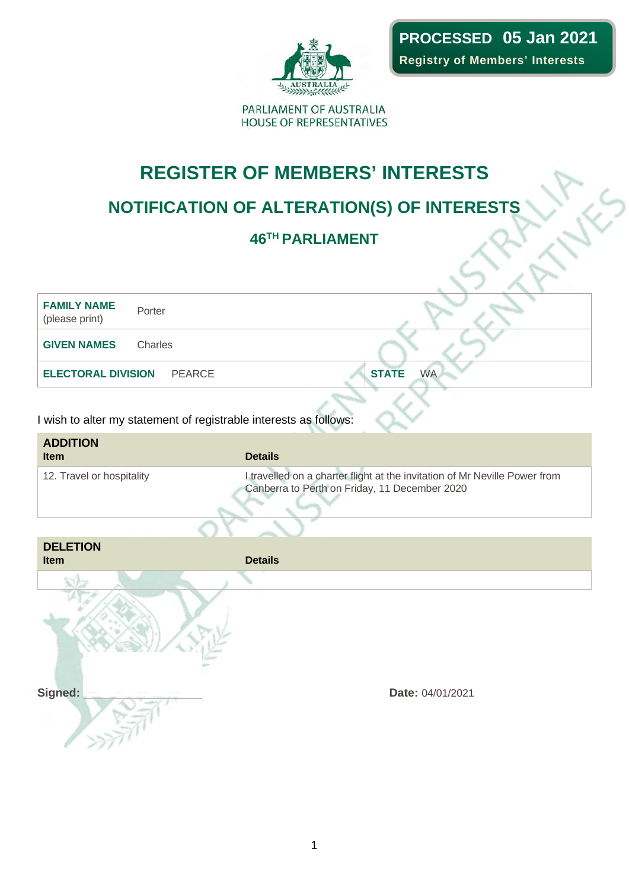**PROCESSED 05 Jan 2021**
**Registry of Members' Interests**

PARLIAMENT OF AUSTRALIA
HOUSE OF REPRESENTATIVES

# REGISTER OF MEMBERS' INTERESTS

## NOTIFICATION OF ALTERATION(S) OF INTERESTS

### 46TH PARLIAMENT

| | | | |
|---|---|---|---|
| **FAMILY NAME** (please print) | Porter | | |
| **GIVEN NAMES** | Charles | | |
| **ELECTORAL DIVISION** | PEARCE | **STATE** | WA |

I wish to alter my statement of registrable interests as follows:

**ADDITION**

| Item | Details |
|---|---|
| 12. Travel or hospitality | I travelled on a charter flight at the invitation of Mr Neville Power from Canberra to Perth on Friday, 11 December 2020 |

**DELETION**

| Item | Details |
|---|---|
| | |

**Signed:** ____________ **Date:** 04/01/2021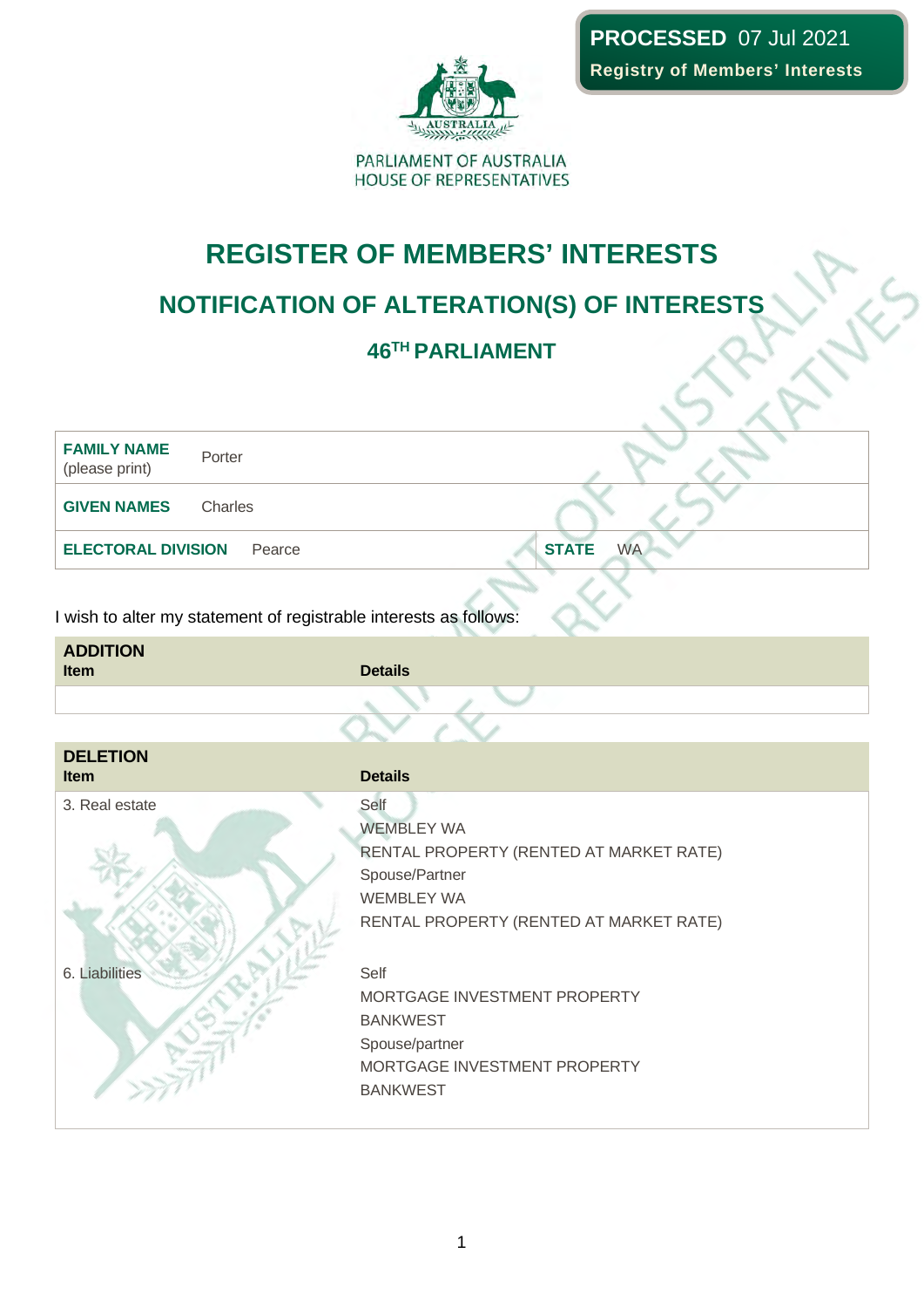**PROCESSED** 07 Jul 2021
**Registry of Members' Interests**

PARLIAMENT OF AUSTRALIA
HOUSE OF REPRESENTATIVES

# REGISTER OF MEMBERS' INTERESTS

## NOTIFICATION OF ALTERATION(S) OF INTERESTS

### 46TH PARLIAMENT

| | | | |
|---|---|---|---|
| **FAMILY NAME** (please print) | Porter | | |
| **GIVEN NAMES** | Charles | | |
| **ELECTORAL DIVISION** | Pearce | **STATE** | WA |

I wish to alter my statement of registrable interests as follows:

**ADDITION**

| Item | Details |
|---|---|
| | |

**DELETION**

| Item | Details |
|---|---|
| 3. Real estate | Self<br>WEMBLEY WA<br>RENTAL PROPERTY (RENTED AT MARKET RATE)<br>Spouse/Partner<br>WEMBLEY WA<br>RENTAL PROPERTY (RENTED AT MARKET RATE) |
| 6. Liabilities | Self<br>MORTGAGE INVESTMENT PROPERTY<br>BANKWEST<br>Spouse/partner<br>MORTGAGE INVESTMENT PROPERTY<br>BANKWEST |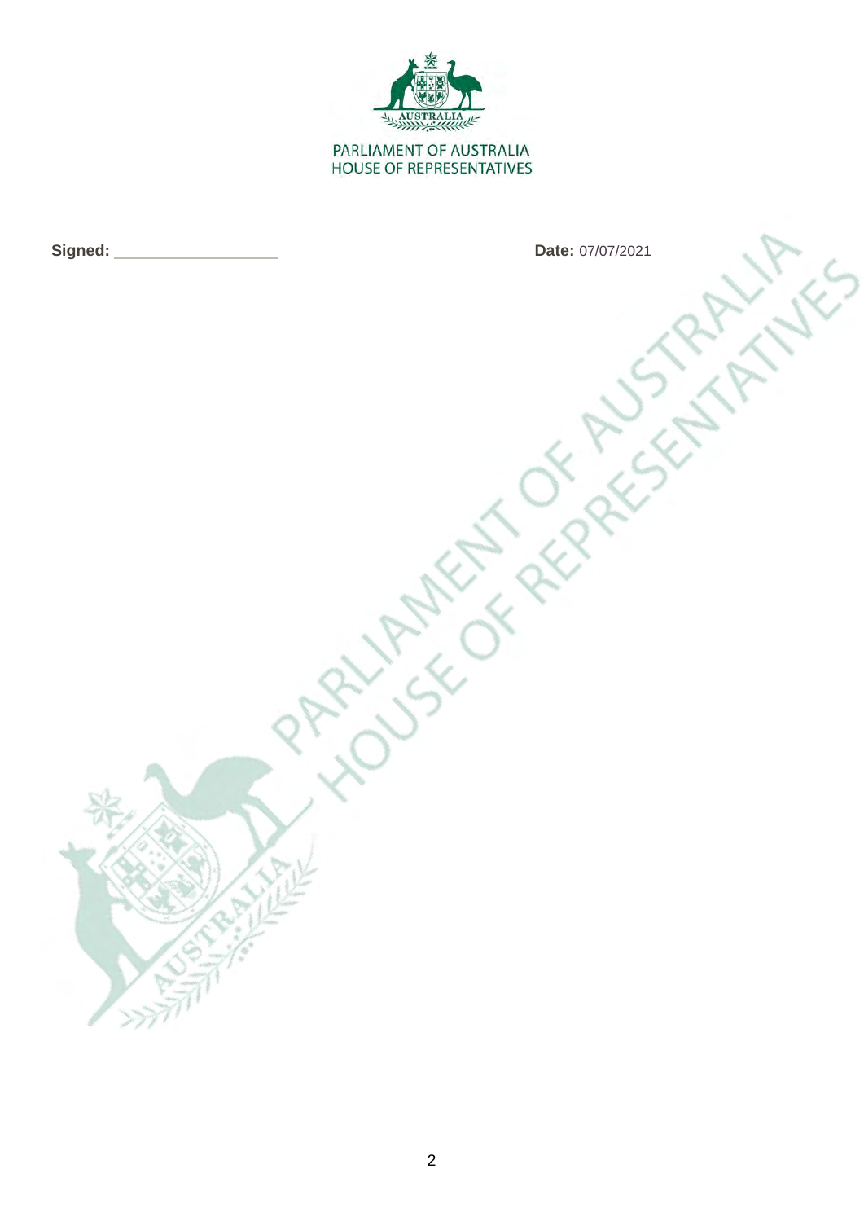PARLIAMENT OF AUSTRALIA
HOUSE OF REPRESENTATIVES

**Signed:** ____________________ **Date:** 07/07/2021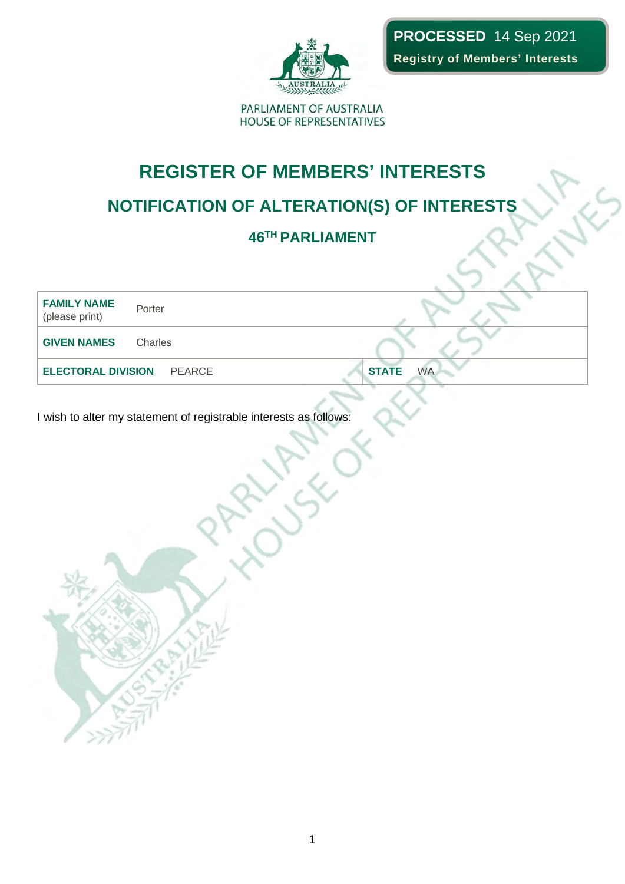**PROCESSED** 14 Sep 2021
**Registry of Members' Interests**

PARLIAMENT OF AUSTRALIA
HOUSE OF REPRESENTATIVES

# REGISTER OF MEMBERS' INTERESTS

## NOTIFICATION OF ALTERATION(S) OF INTERESTS

### 46TH PARLIAMENT

| **FAMILY NAME** (please print) | Porter | | |
|---|---|---|---|
| **GIVEN NAMES** | Charles | | |
| **ELECTORAL DIVISION** | PEARCE | **STATE** | WA |

I wish to alter my statement of registrable interests as follows: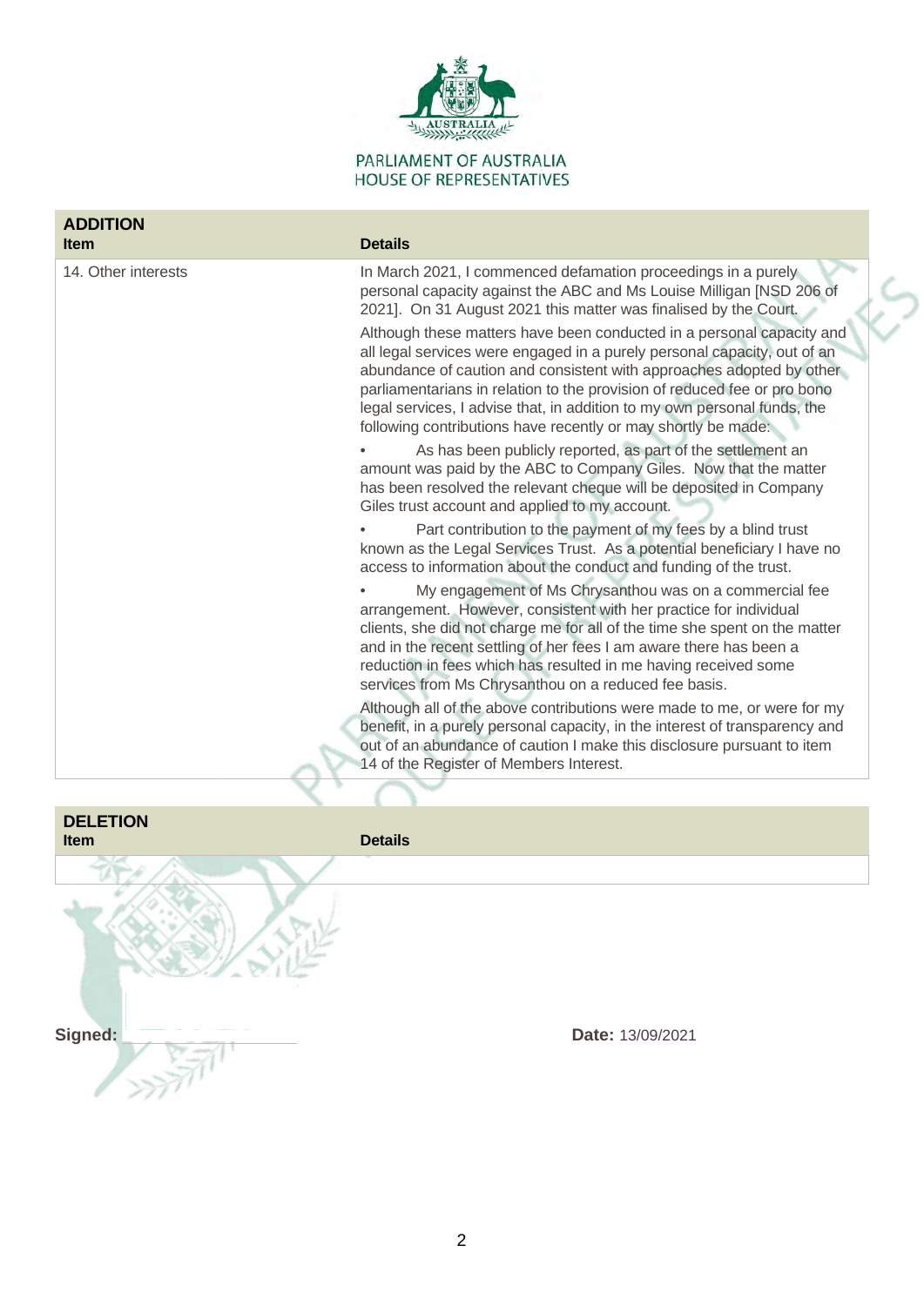PARLIAMENT OF AUSTRALIA
HOUSE OF REPRESENTATIVES

**ADDITION**

| Item | Details |
|---|---|
| 14. Other interests | In March 2021, I commenced defamation proceedings in a purely personal capacity against the ABC and Ms Louise Milligan [NSD 206 of 2021]. On 31 August 2021 this matter was finalised by the Court.<br><br>Although these matters have been conducted in a personal capacity and all legal services were engaged in a purely personal capacity, out of an abundance of caution and consistent with approaches adopted by other parliamentarians in relation to the provision of reduced fee or pro bono legal services, I advise that, in addition to my own personal funds, the following contributions have recently or may shortly be made:<br><br>• As has been publicly reported, as part of the settlement an amount was paid by the ABC to Company Giles. Now that the matter has been resolved the relevant cheque will be deposited in Company Giles trust account and applied to my account.<br><br>• Part contribution to the payment of my fees by a blind trust known as the Legal Services Trust. As a potential beneficiary I have no access to information about the conduct and funding of the trust.<br><br>• My engagement of Ms Chrysanthou was on a commercial fee arrangement. However, consistent with her practice for individual clients, she did not charge me for all of the time she spent on the matter and in the recent settling of her fees I am aware there has been a reduction in fees which has resulted in me having received some services from Ms Chrysanthou on a reduced fee basis.<br><br>Although all of the above contributions were made to me, or were for my benefit, in a purely personal capacity, in the interest of transparency and out of an abundance of caution I make this disclosure pursuant to item 14 of the Register of Members Interest. |

**DELETION**

| Item | Details |
|---|---|
| | |

**Signed:**

**Date:** 13/09/2021